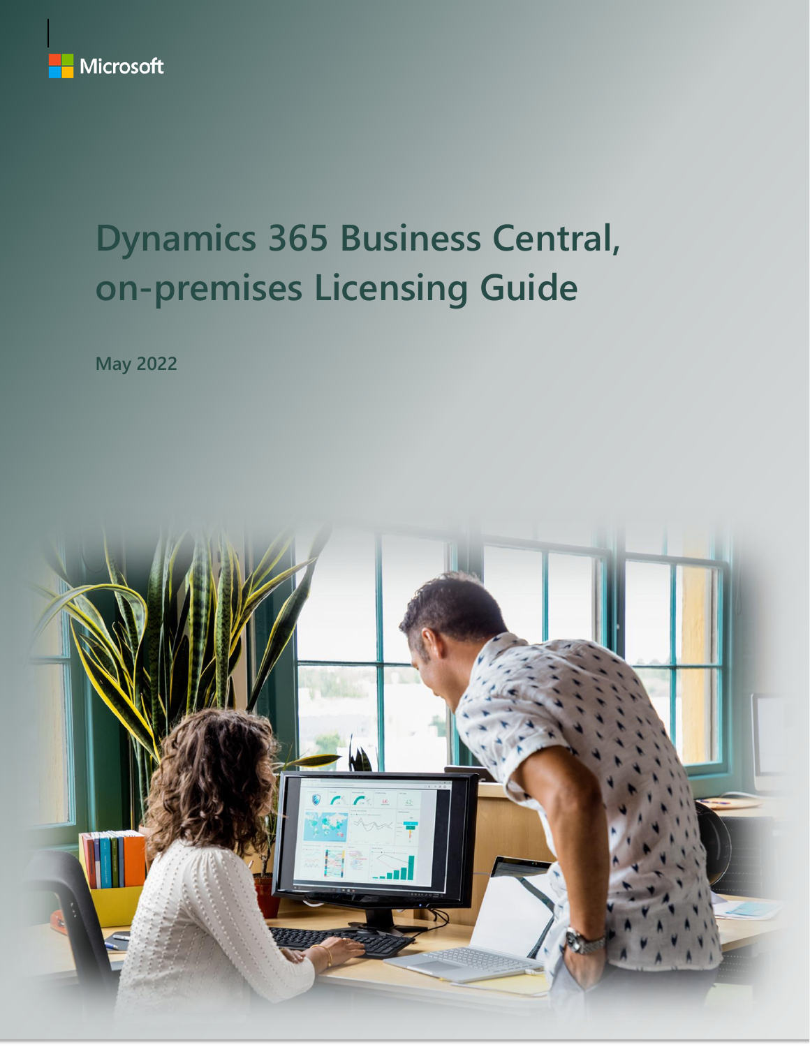Microsoft

# Dynamics 365 Business Central, on-premises Licensing Guide

May 2022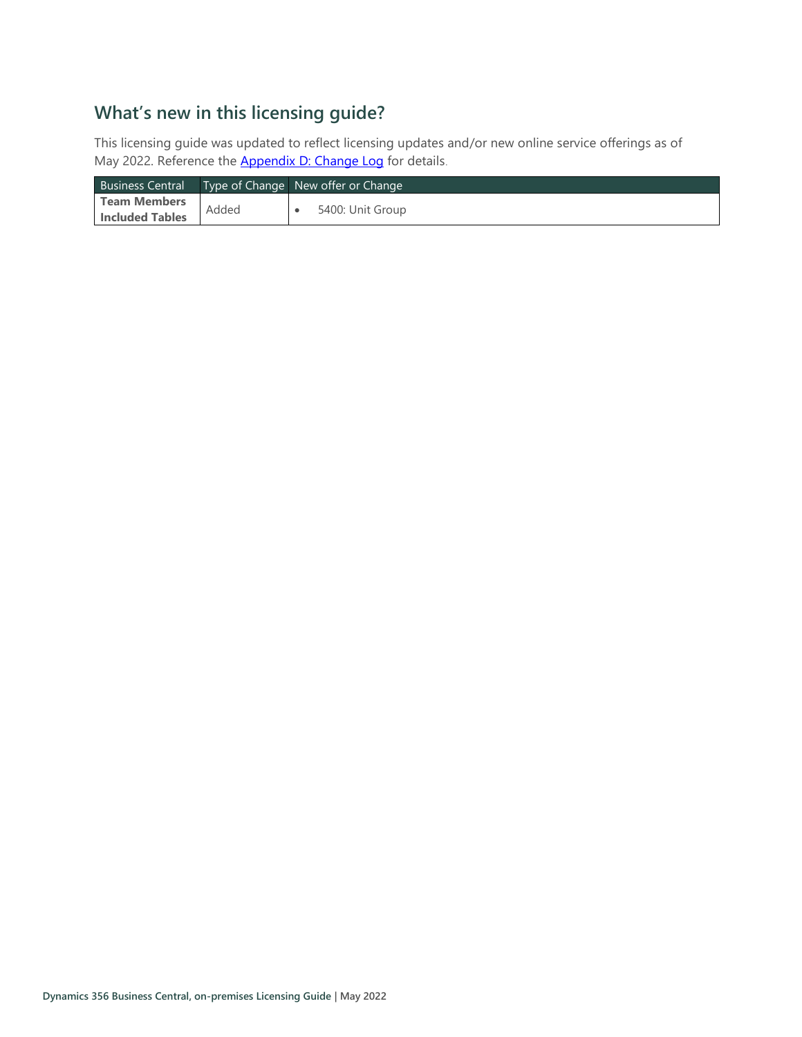## What's new in this licensing guide?

This licensing guide was updated to reflect licensing updates and/or new online service offerings as of May 2022. Reference the [Appendix D: Change Log](#) for details.

| Business Central | Type of Change | New offer or Change |
| --- | --- | --- |
| **Team Members Included Tables** | Added | • 5400: Unit Group |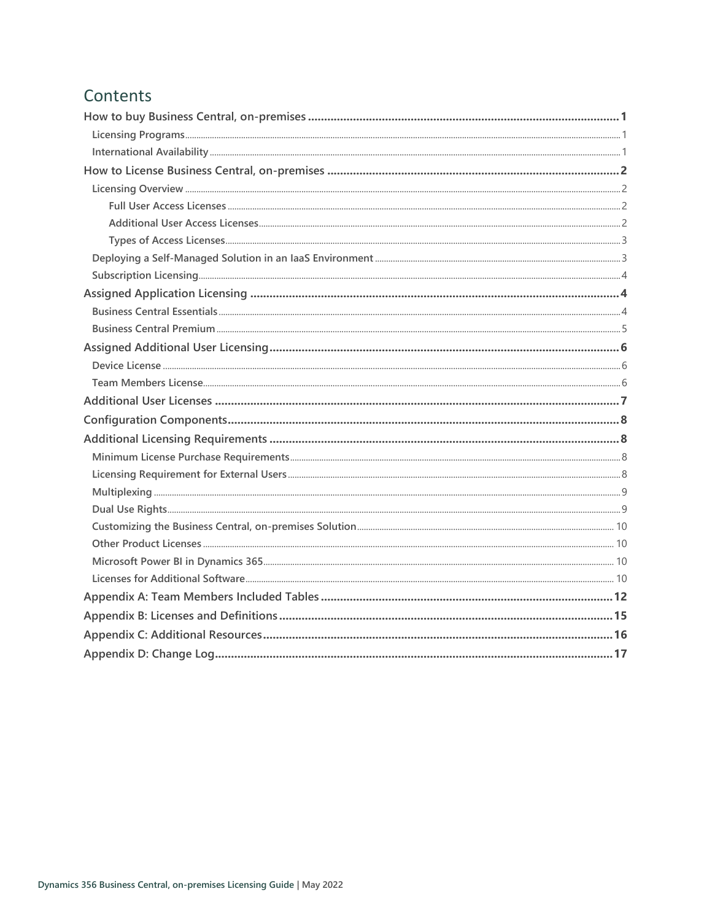# Contents

How to buy Business Central, on-premises ..... 1
- Licensing Programs ..... 1
- International Availability ..... 1

How to License Business Central, on-premises ..... 2
- Licensing Overview ..... 2
  - Full User Access Licenses ..... 2
  - Additional User Access Licenses ..... 2
  - Types of Access Licenses ..... 3
- Deploying a Self-Managed Solution in an IaaS Environment ..... 3
- Subscription Licensing ..... 4

Assigned Application Licensing ..... 4
- Business Central Essentials ..... 4
- Business Central Premium ..... 5

Assigned Additional User Licensing ..... 6
- Device License ..... 6
- Team Members License ..... 6

Additional User Licenses ..... 7

Configuration Components ..... 8

Additional Licensing Requirements ..... 8
- Minimum License Purchase Requirements ..... 8
- Licensing Requirement for External Users ..... 8
- Multiplexing ..... 9
- Dual Use Rights ..... 9
- Customizing the Business Central, on-premises Solution ..... 10
- Other Product Licenses ..... 10
- Microsoft Power BI in Dynamics 365 ..... 10
- Licenses for Additional Software ..... 10

Appendix A: Team Members Included Tables ..... 12

Appendix B: Licenses and Definitions ..... 15

Appendix C: Additional Resources ..... 16

Appendix D: Change Log ..... 17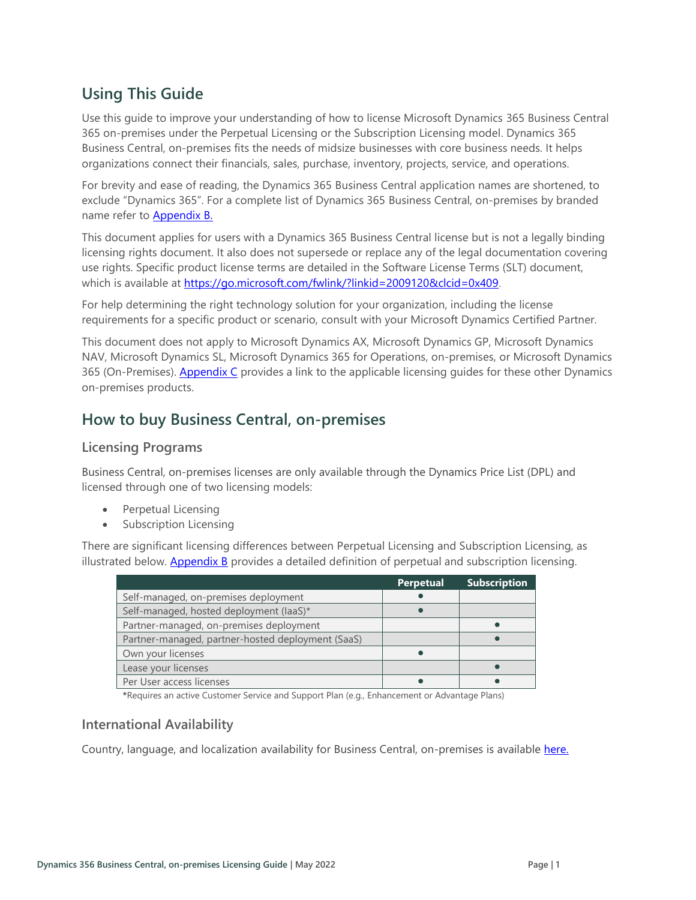## Using This Guide

Use this guide to improve your understanding of how to license Microsoft Dynamics 365 Business Central 365 on-premises under the Perpetual Licensing or the Subscription Licensing model. Dynamics 365 Business Central, on-premises fits the needs of midsize businesses with core business needs. It helps organizations connect their financials, sales, purchase, inventory, projects, service, and operations.

For brevity and ease of reading, the Dynamics 365 Business Central application names are shortened, to exclude "Dynamics 365". For a complete list of Dynamics 365 Business Central, on-premises by branded name refer to [Appendix B.](#)

This document applies for users with a Dynamics 365 Business Central license but is not a legally binding licensing rights document. It also does not supersede or replace any of the legal documentation covering use rights. Specific product license terms are detailed in the Software License Terms (SLT) document, which is available at https://go.microsoft.com/fwlink/?linkid=2009120&clcid=0x409.

For help determining the right technology solution for your organization, including the license requirements for a specific product or scenario, consult with your Microsoft Dynamics Certified Partner.

This document does not apply to Microsoft Dynamics AX, Microsoft Dynamics GP, Microsoft Dynamics NAV, Microsoft Dynamics SL, Microsoft Dynamics 365 for Operations, on-premises, or Microsoft Dynamics 365 (On-Premises). [Appendix C](#) provides a link to the applicable licensing guides for these other Dynamics on-premises products.

## How to buy Business Central, on-premises

### Licensing Programs

Business Central, on-premises licenses are only available through the Dynamics Price List (DPL) and licensed through one of two licensing models:

- Perpetual Licensing
- Subscription Licensing

There are significant licensing differences between Perpetual Licensing and Subscription Licensing, as illustrated below. [Appendix B](#) provides a detailed definition of perpetual and subscription licensing.

| | Perpetual | Subscription |
|---|---|---|
| Self-managed, on-premises deployment | ● | |
| Self-managed, hosted deployment (IaaS)* | ● | |
| Partner-managed, on-premises deployment | | ● |
| Partner-managed, partner-hosted deployment (SaaS) | | ● |
| Own your licenses | ● | |
| Lease your licenses | | ● |
| Per User access licenses | ● | ● |

***Requires an active Customer Service and Support Plan (e.g., Enhancement or Advantage Plans)**

### International Availability

Country, language, and localization availability for Business Central, on-premises is available [here.](#)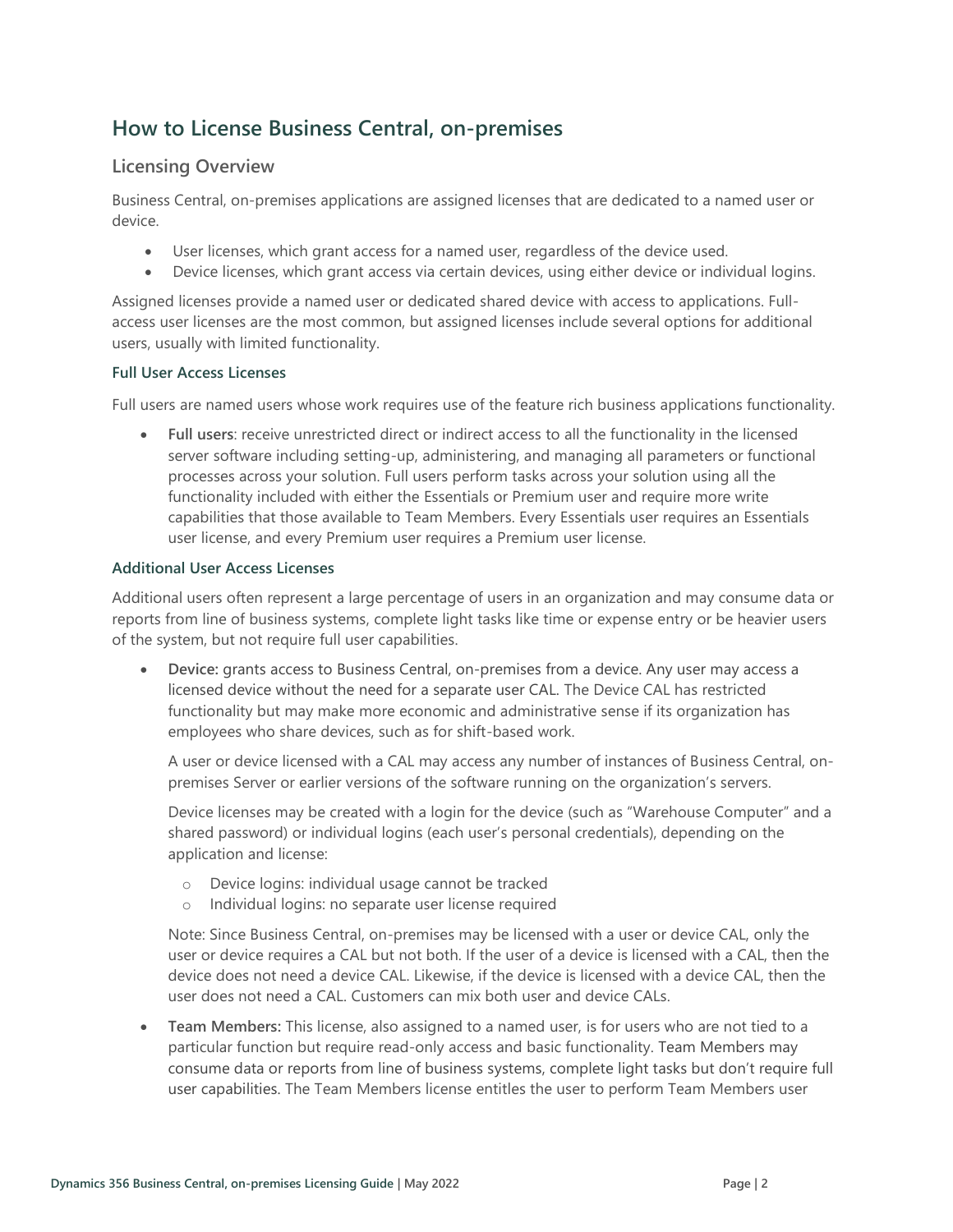## How to License Business Central, on-premises

### Licensing Overview

Business Central, on-premises applications are assigned licenses that are dedicated to a named user or device.

- User licenses, which grant access for a named user, regardless of the device used.
- Device licenses, which grant access via certain devices, using either device or individual logins.

Assigned licenses provide a named user or dedicated shared device with access to applications. Full-access user licenses are the most common, but assigned licenses include several options for additional users, usually with limited functionality.

#### Full User Access Licenses

Full users are named users whose work requires use of the feature rich business applications functionality.

- **Full users**: receive unrestricted direct or indirect access to all the functionality in the licensed server software including setting-up, administering, and managing all parameters or functional processes across your solution. Full users perform tasks across your solution using all the functionality included with either the Essentials or Premium user and require more write capabilities that those available to Team Members. Every Essentials user requires an Essentials user license, and every Premium user requires a Premium user license.

#### Additional User Access Licenses

Additional users often represent a large percentage of users in an organization and may consume data or reports from line of business systems, complete light tasks like time or expense entry or be heavier users of the system, but not require full user capabilities.

- **Device:** grants access to Business Central, on-premises from a device. Any user may access a licensed device without the need for a separate user CAL. The Device CAL has restricted functionality but may make more economic and administrative sense if its organization has employees who share devices, such as for shift-based work.

  A user or device licensed with a CAL may access any number of instances of Business Central, on-premises Server or earlier versions of the software running on the organization's servers.

  Device licenses may be created with a login for the device (such as "Warehouse Computer" and a shared password) or individual logins (each user's personal credentials), depending on the application and license:

  - Device logins: individual usage cannot be tracked
  - Individual logins: no separate user license required

  Note: Since Business Central, on-premises may be licensed with a user or device CAL, only the user or device requires a CAL but not both. If the user of a device is licensed with a CAL, then the device does not need a device CAL. Likewise, if the device is licensed with a device CAL, then the user does not need a CAL. Customers can mix both user and device CALs.

- **Team Members:** This license, also assigned to a named user, is for users who are not tied to a particular function but require read-only access and basic functionality. Team Members may consume data or reports from line of business systems, complete light tasks but don't require full user capabilities. The Team Members license entitles the user to perform Team Members user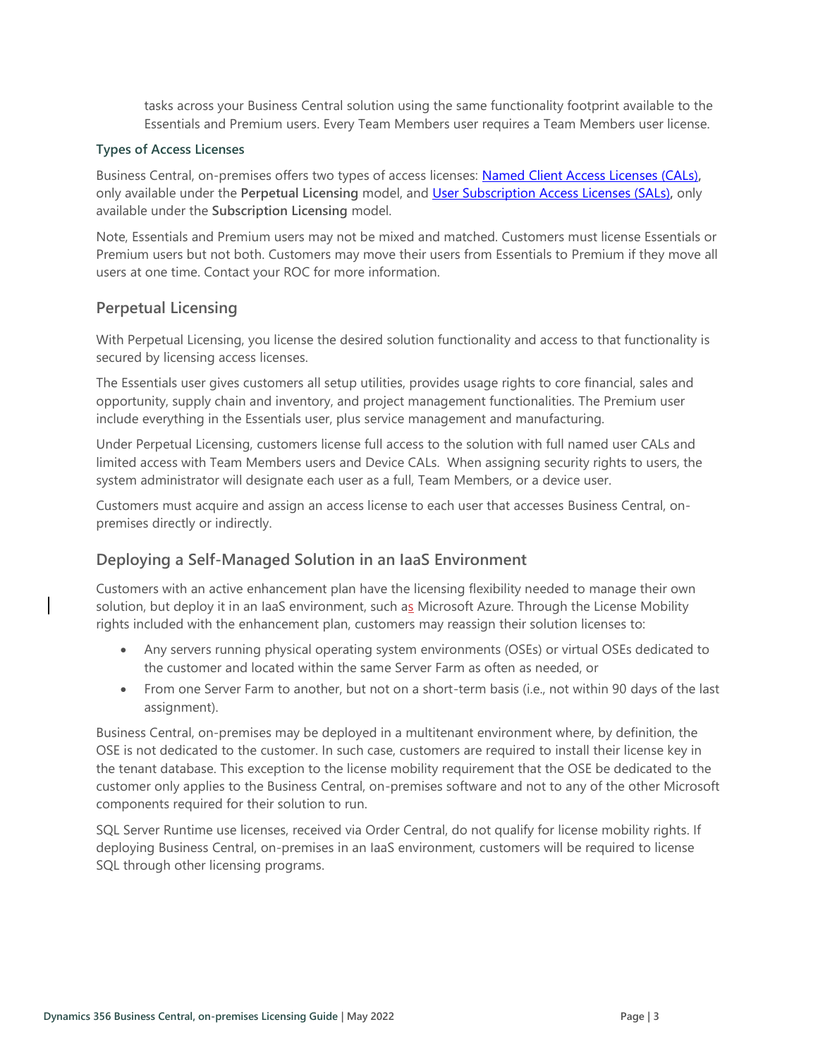tasks across your Business Central solution using the same functionality footprint available to the Essentials and Premium users. Every Team Members user requires a Team Members user license.

### Types of Access Licenses

Business Central, on-premises offers two types of access licenses: [Named Client Access Licenses (CALs)](), only available under the **Perpetual Licensing** model, and [User Subscription Access Licenses (SALs)](), only available under the **Subscription Licensing** model.

Note, Essentials and Premium users may not be mixed and matched. Customers must license Essentials or Premium users but not both. Customers may move their users from Essentials to Premium if they move all users at one time. Contact your ROC for more information.

## Perpetual Licensing

With Perpetual Licensing, you license the desired solution functionality and access to that functionality is secured by licensing access licenses.

The Essentials user gives customers all setup utilities, provides usage rights to core financial, sales and opportunity, supply chain and inventory, and project management functionalities. The Premium user include everything in the Essentials user, plus service management and manufacturing.

Under Perpetual Licensing, customers license full access to the solution with full named user CALs and limited access with Team Members users and Device CALs. When assigning security rights to users, the system administrator will designate each user as a full, Team Members, or a device user.

Customers must acquire and assign an access license to each user that accesses Business Central, on-premises directly or indirectly.

## Deploying a Self-Managed Solution in an IaaS Environment

Customers with an active enhancement plan have the licensing flexibility needed to manage their own solution, but deploy it in an IaaS environment, such as Microsoft Azure. Through the License Mobility rights included with the enhancement plan, customers may reassign their solution licenses to:

- Any servers running physical operating system environments (OSEs) or virtual OSEs dedicated to the customer and located within the same Server Farm as often as needed, or
- From one Server Farm to another, but not on a short-term basis (i.e., not within 90 days of the last assignment).

Business Central, on-premises may be deployed in a multitenant environment where, by definition, the OSE is not dedicated to the customer. In such case, customers are required to install their license key in the tenant database. This exception to the license mobility requirement that the OSE be dedicated to the customer only applies to the Business Central, on-premises software and not to any of the other Microsoft components required for their solution to run.

SQL Server Runtime use licenses, received via Order Central, do not qualify for license mobility rights. If deploying Business Central, on-premises in an IaaS environment, customers will be required to license SQL through other licensing programs.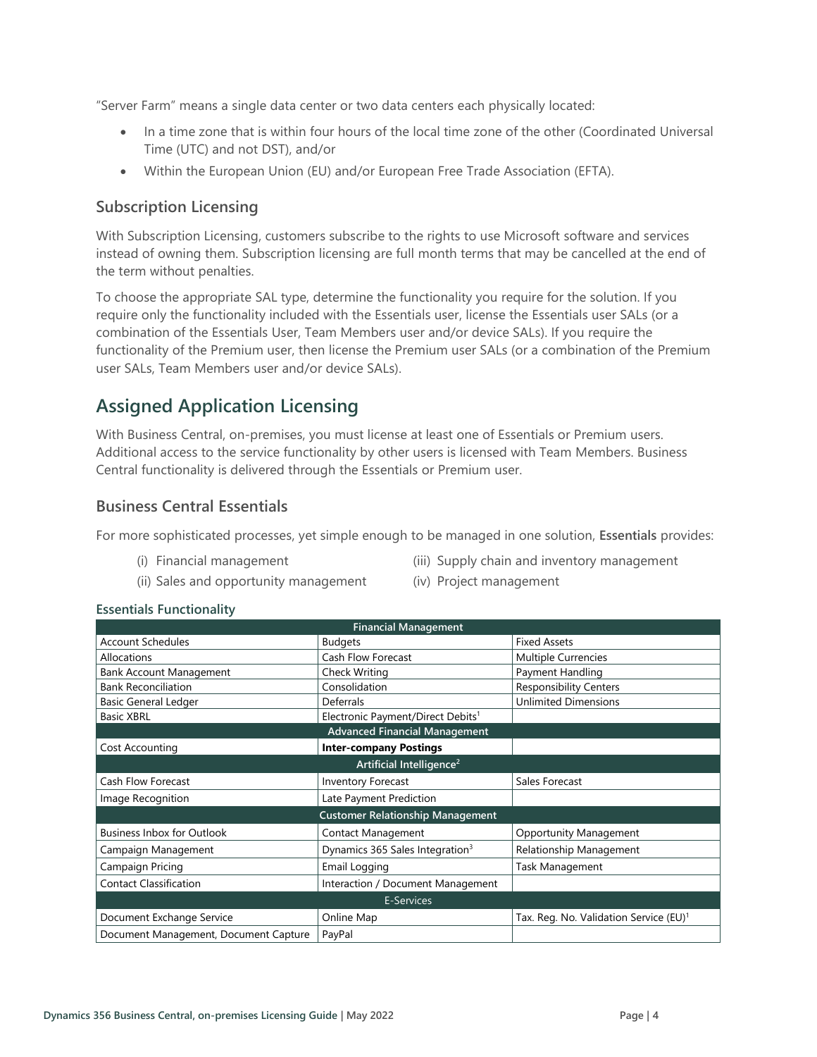"Server Farm" means a single data center or two data centers each physically located:

- In a time zone that is within four hours of the local time zone of the other (Coordinated Universal Time (UTC) and not DST), and/or
- Within the European Union (EU) and/or European Free Trade Association (EFTA).

### Subscription Licensing

With Subscription Licensing, customers subscribe to the rights to use Microsoft software and services instead of owning them. Subscription licensing are full month terms that may be cancelled at the end of the term without penalties.

To choose the appropriate SAL type, determine the functionality you require for the solution. If you require only the functionality included with the Essentials user, license the Essentials user SALs (or a combination of the Essentials User, Team Members user and/or device SALs). If you require the functionality of the Premium user, then license the Premium user SALs (or a combination of the Premium user SALs, Team Members user and/or device SALs).

## Assigned Application Licensing

With Business Central, on-premises, you must license at least one of Essentials or Premium users. Additional access to the service functionality by other users is licensed with Team Members. Business Central functionality is delivered through the Essentials or Premium user.

### Business Central Essentials

For more sophisticated processes, yet simple enough to be managed in one solution, **Essentials** provides:

(i) Financial management

(ii) Sales and opportunity management

(iii) Supply chain and inventory management

(iv) Project management

#### Essentials Functionality

| Financial Management | | |
|---|---|---|
| Account Schedules | Budgets | Fixed Assets |
| Allocations | Cash Flow Forecast | Multiple Currencies |
| Bank Account Management | Check Writing | Payment Handling |
| Bank Reconciliation | Consolidation | Responsibility Centers |
| Basic General Ledger | Deferrals | Unlimited Dimensions |
| Basic XBRL | Electronic Payment/Direct Debits[1] | |
| **Advanced Financial Management** | | |
| Cost Accounting | **Inter-company Postings** | |
| **Artificial Intelligence[2]** | | |
| Cash Flow Forecast | Inventory Forecast | Sales Forecast |
| Image Recognition | Late Payment Prediction | |
| **Customer Relationship Management** | | |
| Business Inbox for Outlook | Contact Management | Opportunity Management |
| Campaign Management | Dynamics 365 Sales Integration[3] | Relationship Management |
| Campaign Pricing | Email Logging | Task Management |
| Contact Classification | Interaction / Document Management | |
| **E-Services** | | |
| Document Exchange Service | Online Map | Tax. Reg. No. Validation Service (EU)[1] |
| Document Management, Document Capture | PayPal | |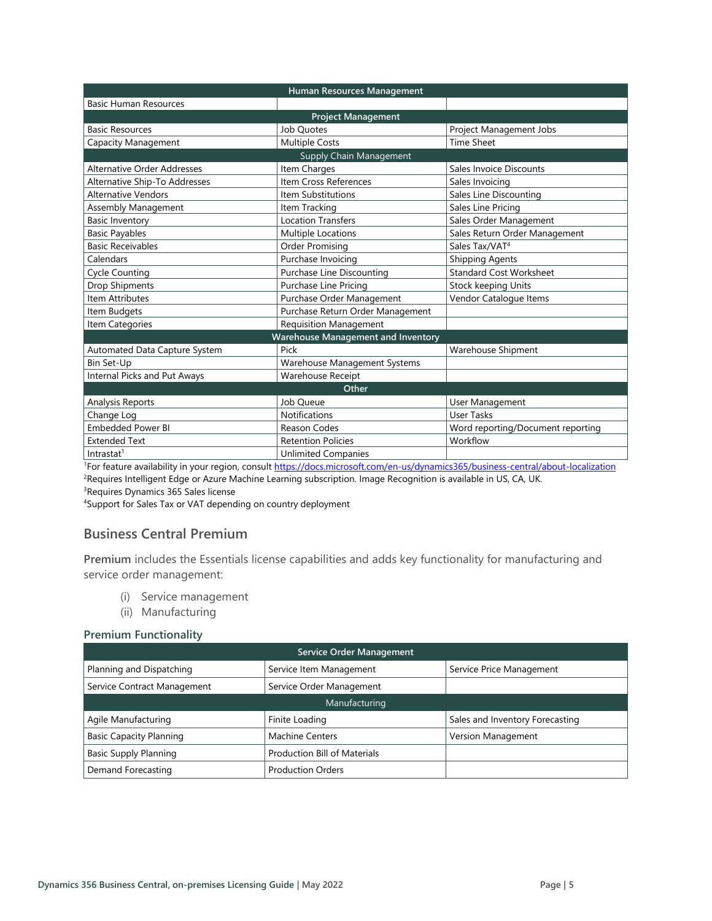| Human Resources Management | | |
|---|---|---|
| Basic Human Resources | | |
| **Project Management** | | |
| Basic Resources | Job Quotes | Project Management Jobs |
| Capacity Management | Multiple Costs | Time Sheet |
| **Supply Chain Management** | | |
| Alternative Order Addresses | Item Charges | Sales Invoice Discounts |
| Alternative Ship-To Addresses | Item Cross References | Sales Invoicing |
| Alternative Vendors | Item Substitutions | Sales Line Discounting |
| Assembly Management | Item Tracking | Sales Line Pricing |
| Basic Inventory | Location Transfers | Sales Order Management |
| Basic Payables | Multiple Locations | Sales Return Order Management |
| Basic Receivables | Order Promising | Sales Tax/VAT[4] |
| Calendars | Purchase Invoicing | Shipping Agents |
| Cycle Counting | Purchase Line Discounting | Standard Cost Worksheet |
| Drop Shipments | Purchase Line Pricing | Stock keeping Units |
| Item Attributes | Purchase Order Management | Vendor Catalogue Items |
| Item Budgets | Purchase Return Order Management | |
| Item Categories | Requisition Management | |
| **Warehouse Management and Inventory** | | |
| Automated Data Capture System | Pick | Warehouse Shipment |
| Bin Set-Up | Warehouse Management Systems | |
| Internal Picks and Put Aways | Warehouse Receipt | |
| **Other** | | |
| Analysis Reports | Job Queue | User Management |
| Change Log | Notifications | User Tasks |
| Embedded Power BI | Reason Codes | Word reporting/Document reporting |
| Extended Text | Retention Policies | Workflow |
| Intrastat[1] | Unlimited Companies | |

[1]For feature availability in your region, consult https://docs.microsoft.com/en-us/dynamics365/business-central/about-localization

[2]Requires Intelligent Edge or Azure Machine Learning subscription. Image Recognition is available in US, CA, UK.

[3]Requires Dynamics 365 Sales license

[4]Support for Sales Tax or VAT depending on country deployment

## Business Central Premium

**Premium** includes the Essentials license capabilities and adds key functionality for manufacturing and service order management:

(i) Service management
(ii) Manufacturing

### Premium Functionality

| Service Order Management | | |
|---|---|---|
| Planning and Dispatching | Service Item Management | Service Price Management |
| Service Contract Management | Service Order Management | |
| **Manufacturing** | | |
| Agile Manufacturing | Finite Loading | Sales and Inventory Forecasting |
| Basic Capacity Planning | Machine Centers | Version Management |
| Basic Supply Planning | Production Bill of Materials | |
| Demand Forecasting | Production Orders | |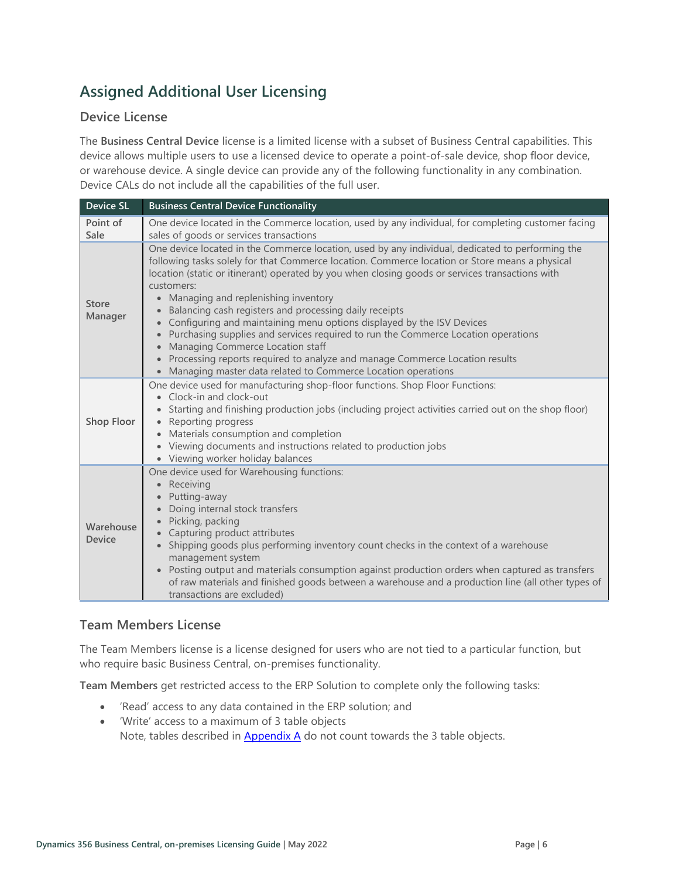## Assigned Additional User Licensing

### Device License

The **Business Central Device** license is a limited license with a subset of Business Central capabilities. This device allows multiple users to use a licensed device to operate a point-of-sale device, shop floor device, or warehouse device. A single device can provide any of the following functionality in any combination. Device CALs do not include all the capabilities of the full user.

| Device SL | Business Central Device Functionality |
|---|---|
| Point of Sale | One device located in the Commerce location, used by any individual, for completing customer facing sales of goods or services transactions |
| Store Manager | One device located in the Commerce location, used by any individual, dedicated to performing the following tasks solely for that Commerce location. Commerce location or Store means a physical location (static or itinerant) operated by you when closing goods or services transactions with customers:<br>• Managing and replenishing inventory<br>• Balancing cash registers and processing daily receipts<br>• Configuring and maintaining menu options displayed by the ISV Devices<br>• Purchasing supplies and services required to run the Commerce Location operations<br>• Managing Commerce Location staff<br>• Processing reports required to analyze and manage Commerce Location results<br>• Managing master data related to Commerce Location operations |
| Shop Floor | One device used for manufacturing shop-floor functions. Shop Floor Functions:<br>• Clock-in and clock-out<br>• Starting and finishing production jobs (including project activities carried out on the shop floor)<br>• Reporting progress<br>• Materials consumption and completion<br>• Viewing documents and instructions related to production jobs<br>• Viewing worker holiday balances |
| Warehouse Device | One device used for Warehousing functions:<br>• Receiving<br>• Putting-away<br>• Doing internal stock transfers<br>• Picking, packing<br>• Capturing product attributes<br>• Shipping goods plus performing inventory count checks in the context of a warehouse management system<br>• Posting output and materials consumption against production orders when captured as transfers of raw materials and finished goods between a warehouse and a production line (all other types of transactions are excluded) |

### Team Members License

The Team Members license is a license designed for users who are not tied to a particular function, but who require basic Business Central, on-premises functionality.

**Team Members** get restricted access to the ERP Solution to complete only the following tasks:

- 'Read' access to any data contained in the ERP solution; and
- 'Write' access to a maximum of 3 table objects
  Note, tables described in Appendix A do not count towards the 3 table objects.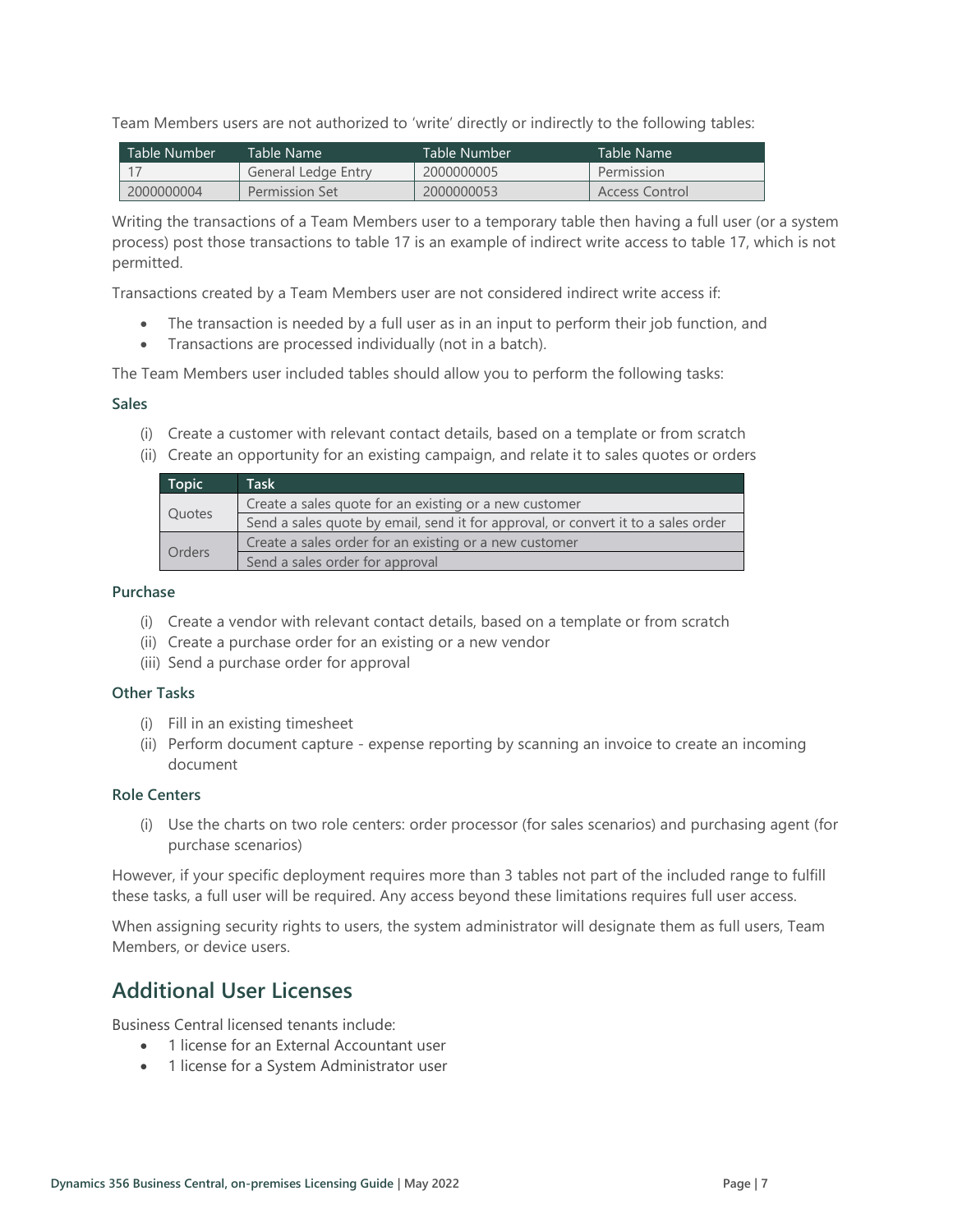Team Members users are not authorized to 'write' directly or indirectly to the following tables:

| Table Number | Table Name | Table Number | Table Name |
|---|---|---|---|
| 17 | General Ledge Entry | 2000000005 | Permission |
| 2000000004 | Permission Set | 2000000053 | Access Control |

Writing the transactions of a Team Members user to a temporary table then having a full user (or a system process) post those transactions to table 17 is an example of indirect write access to table 17, which is not permitted.

Transactions created by a Team Members user are not considered indirect write access if:

- The transaction is needed by a full user as in an input to perform their job function, and
- Transactions are processed individually (not in a batch).

The Team Members user included tables should allow you to perform the following tasks:

### Sales

(i) Create a customer with relevant contact details, based on a template or from scratch
(ii) Create an opportunity for an existing campaign, and relate it to sales quotes or orders

| Topic | Task |
|---|---|
| Quotes | Create a sales quote for an existing or a new customer |
| | Send a sales quote by email, send it for approval, or convert it to a sales order |
| Orders | Create a sales order for an existing or a new customer |
| | Send a sales order for approval |

### Purchase

(i) Create a vendor with relevant contact details, based on a template or from scratch
(ii) Create a purchase order for an existing or a new vendor
(iii) Send a purchase order for approval

### Other Tasks

(i) Fill in an existing timesheet
(ii) Perform document capture - expense reporting by scanning an invoice to create an incoming document

### Role Centers

(i) Use the charts on two role centers: order processor (for sales scenarios) and purchasing agent (for purchase scenarios)

However, if your specific deployment requires more than 3 tables not part of the included range to fulfill these tasks, a full user will be required. Any access beyond these limitations requires full user access.

When assigning security rights to users, the system administrator will designate them as full users, Team Members, or device users.

## Additional User Licenses

Business Central licensed tenants include:

- 1 license for an External Accountant user
- 1 license for a System Administrator user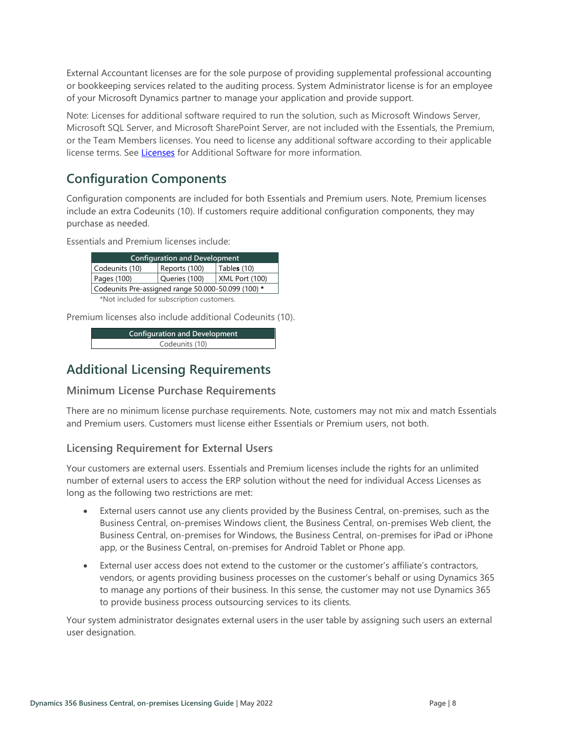External Accountant licenses are for the sole purpose of providing supplemental professional accounting or bookkeeping services related to the auditing process. System Administrator license is for an employee of your Microsoft Dynamics partner to manage your application and provide support.

Note: Licenses for additional software required to run the solution, such as Microsoft Windows Server, Microsoft SQL Server, and Microsoft SharePoint Server, are not included with the Essentials, the Premium, or the Team Members licenses. You need to license any additional software according to their applicable license terms. See [Licenses](#) for Additional Software for more information.

## Configuration Components

Configuration components are included for both Essentials and Premium users. Note, Premium licenses include an extra Codeunits (10). If customers require additional configuration components, they may purchase as needed.

Essentials and Premium licenses include:

| Configuration and Development | | |
|---|---|---|
| Codeunits (10) | Reports (100) | Tables (10) |
| Pages (100) | Queries (100) | XML Port (100) |
| Codeunits Pre-assigned range 50.000-50.099 (100) * | | |

*Not included for subscription customers.

Premium licenses also include additional Codeunits (10).

| Configuration and Development |
|---|
| Codeunits (10) |

## Additional Licensing Requirements

### Minimum License Purchase Requirements

There are no minimum license purchase requirements. Note, customers may not mix and match Essentials and Premium users. Customers must license either Essentials or Premium users, not both.

### Licensing Requirement for External Users

Your customers are external users. Essentials and Premium licenses include the rights for an unlimited number of external users to access the ERP solution without the need for individual Access Licenses as long as the following two restrictions are met:

- External users cannot use any clients provided by the Business Central, on-premises, such as the Business Central, on-premises Windows client, the Business Central, on-premises Web client, the Business Central, on-premises for Windows, the Business Central, on-premises for iPad or iPhone app, or the Business Central, on-premises for Android Tablet or Phone app.
- External user access does not extend to the customer or the customer's affiliate's contractors, vendors, or agents providing business processes on the customer's behalf or using Dynamics 365 to manage any portions of their business. In this sense, the customer may not use Dynamics 365 to provide business process outsourcing services to its clients.

Your system administrator designates external users in the user table by assigning such users an external user designation.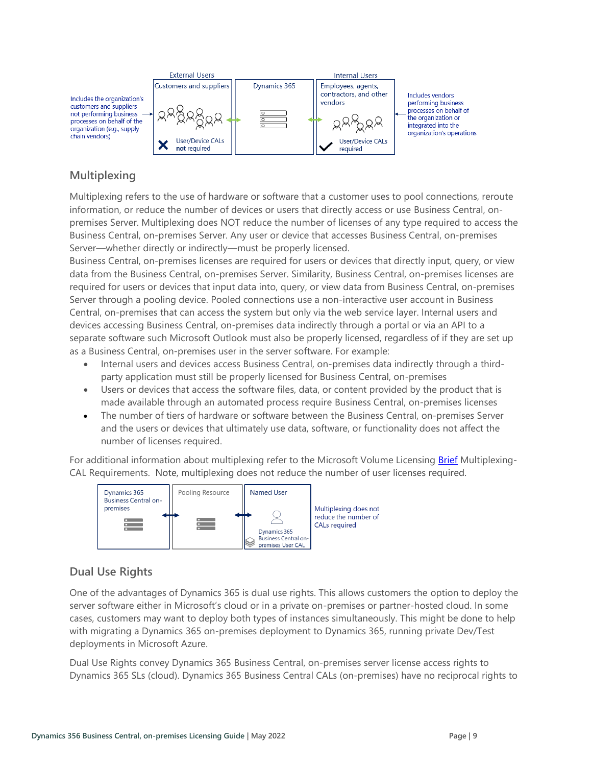External Users | Internal Users

| | External Users | | Internal Users | |
|---|---|---|---|---|
| Includes the organization's customers and suppliers not performing business processes on behalf of the organization (e.g., supply chain vendors) | Customers and suppliers — User/Device CALs **not** required | Dynamics 365 | Employees, agents, contractors, and other vendors — User/Device CALs required | Includes vendors performing business processes on behalf of the organization or integrated into the organization's operations |

## Multiplexing

Multiplexing refers to the use of hardware or software that a customer uses to pool connections, reroute information, or reduce the number of devices or users that directly access or use Business Central, on-premises Server. Multiplexing does NOT reduce the number of licenses of any type required to access the Business Central, on-premises Server. Any user or device that accesses Business Central, on-premises Server—whether directly or indirectly—must be properly licensed.

Business Central, on-premises licenses are required for users or devices that directly input, query, or view data from the Business Central, on-premises Server. Similarity, Business Central, on-premises licenses are required for users or devices that input data into, query, or view data from Business Central, on-premises Server through a pooling device. Pooled connections use a non-interactive user account in Business Central, on-premises that can access the system but only via the web service layer. Internal users and devices accessing Business Central, on-premises data indirectly through a portal or via an API to a separate software such Microsoft Outlook must also be properly licensed, regardless of if they are set up as a Business Central, on-premises user in the server software. For example:

- Internal users and devices access Business Central, on-premises data indirectly through a third-party application must still be properly licensed for Business Central, on-premises
- Users or devices that access the software files, data, or content provided by the product that is made available through an automated process require Business Central, on-premises licenses
- The number of tiers of hardware or software between the Business Central, on-premises Server and the users or devices that ultimately use data, software, or functionality does not affect the number of licenses required.

For additional information about multiplexing refer to the Microsoft Volume Licensing [Brief](#) Multiplexing-CAL Requirements. Note, multiplexing does not reduce the number of user licenses required.

| Dynamics 365 Business Central on-premises | Pooling Resource | Named User — Dynamics 365 Business Central on-premises User CAL | Multiplexing does not reduce the number of CALs required |
|---|---|---|---|

## Dual Use Rights

One of the advantages of Dynamics 365 is dual use rights. This allows customers the option to deploy the server software either in Microsoft's cloud or in a private on-premises or partner-hosted cloud. In some cases, customers may want to deploy both types of instances simultaneously. This might be done to help with migrating a Dynamics 365 on-premises deployment to Dynamics 365, running private Dev/Test deployments in Microsoft Azure.

Dual Use Rights convey Dynamics 365 Business Central, on-premises server license access rights to Dynamics 365 SLs (cloud). Dynamics 365 Business Central CALs (on-premises) have no reciprocal rights to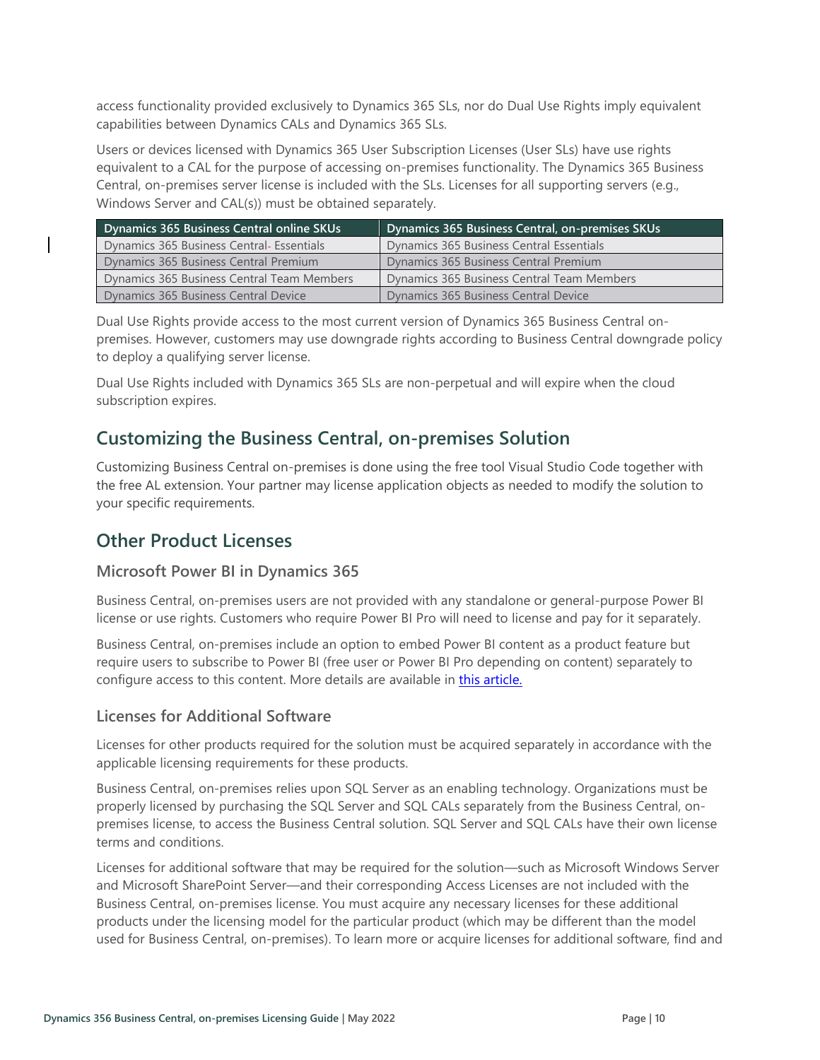access functionality provided exclusively to Dynamics 365 SLs, nor do Dual Use Rights imply equivalent capabilities between Dynamics CALs and Dynamics 365 SLs.

Users or devices licensed with Dynamics 365 User Subscription Licenses (User SLs) have use rights equivalent to a CAL for the purpose of accessing on-premises functionality. The Dynamics 365 Business Central, on-premises server license is included with the SLs. Licenses for all supporting servers (e.g., Windows Server and CAL(s)) must be obtained separately.

| Dynamics 365 Business Central online SKUs | Dynamics 365 Business Central, on-premises SKUs |
|---|---|
| Dynamics 365 Business Central- Essentials | Dynamics 365 Business Central Essentials |
| Dynamics 365 Business Central Premium | Dynamics 365 Business Central Premium |
| Dynamics 365 Business Central Team Members | Dynamics 365 Business Central Team Members |
| Dynamics 365 Business Central Device | Dynamics 365 Business Central Device |

Dual Use Rights provide access to the most current version of Dynamics 365 Business Central on-premises. However, customers may use downgrade rights according to Business Central downgrade policy to deploy a qualifying server license.

Dual Use Rights included with Dynamics 365 SLs are non-perpetual and will expire when the cloud subscription expires.

## Customizing the Business Central, on-premises Solution

Customizing Business Central on-premises is done using the free tool Visual Studio Code together with the free AL extension. Your partner may license application objects as needed to modify the solution to your specific requirements.

## Other Product Licenses

### Microsoft Power BI in Dynamics 365

Business Central, on-premises users are not provided with any standalone or general-purpose Power BI license or use rights. Customers who require Power BI Pro will need to license and pay for it separately.

Business Central, on-premises include an option to embed Power BI content as a product feature but require users to subscribe to Power BI (free user or Power BI Pro depending on content) separately to configure access to this content. More details are available in this article.

### Licenses for Additional Software

Licenses for other products required for the solution must be acquired separately in accordance with the applicable licensing requirements for these products.

Business Central, on-premises relies upon SQL Server as an enabling technology. Organizations must be properly licensed by purchasing the SQL Server and SQL CALs separately from the Business Central, on-premises license, to access the Business Central solution. SQL Server and SQL CALs have their own license terms and conditions.

Licenses for additional software that may be required for the solution—such as Microsoft Windows Server and Microsoft SharePoint Server—and their corresponding Access Licenses are not included with the Business Central, on-premises license. You must acquire any necessary licenses for these additional products under the licensing model for the particular product (which may be different than the model used for Business Central, on-premises). To learn more or acquire licenses for additional software, find and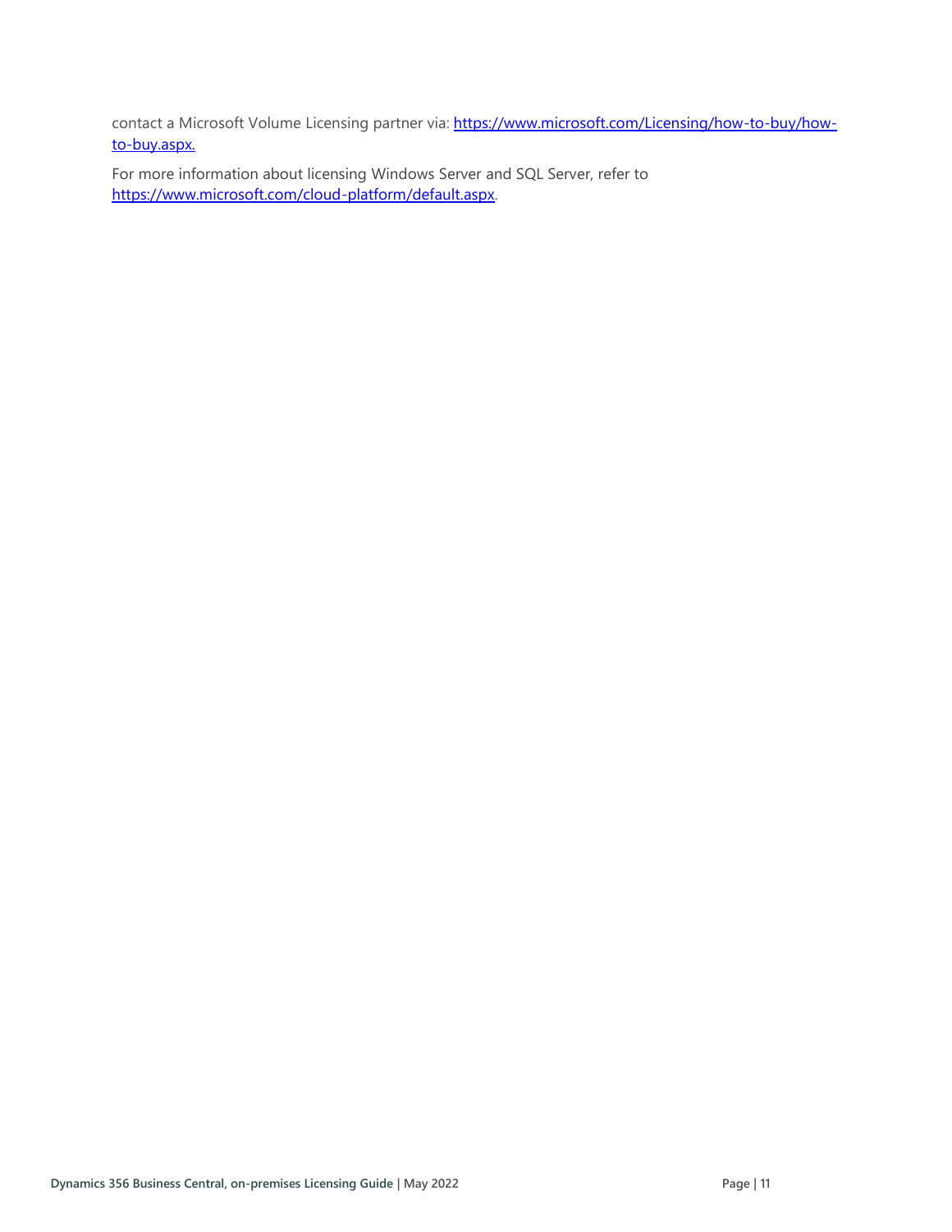contact a Microsoft Volume Licensing partner via: [https://www.microsoft.com/Licensing/how-to-buy/how-to-buy.aspx.](https://www.microsoft.com/Licensing/how-to-buy/how-to-buy.aspx)

For more information about licensing Windows Server and SQL Server, refer to [https://www.microsoft.com/cloud-platform/default.aspx](https://www.microsoft.com/cloud-platform/default.aspx).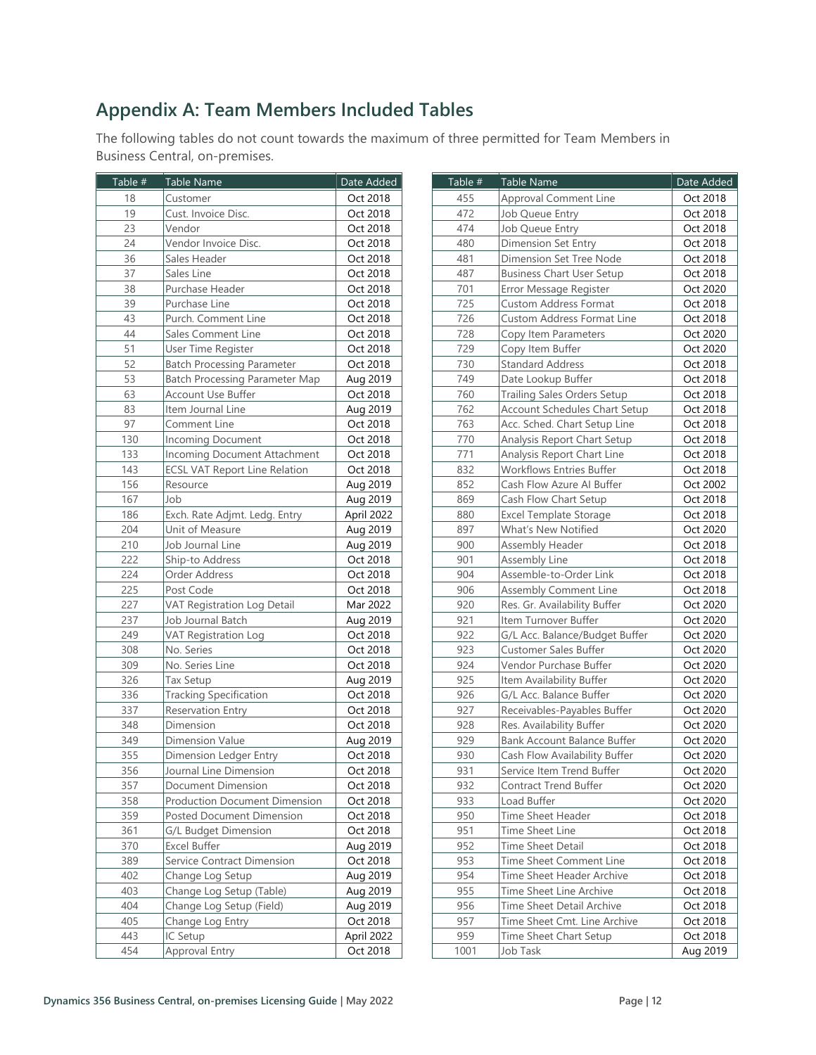## Appendix A: Team Members Included Tables

The following tables do not count towards the maximum of three permitted for Team Members in Business Central, on-premises.

| Table # | Table Name | Date Added |
|---|---|---|
| 18 | Customer | Oct 2018 |
| 19 | Cust. Invoice Disc. | Oct 2018 |
| 23 | Vendor | Oct 2018 |
| 24 | Vendor Invoice Disc. | Oct 2018 |
| 36 | Sales Header | Oct 2018 |
| 37 | Sales Line | Oct 2018 |
| 38 | Purchase Header | Oct 2018 |
| 39 | Purchase Line | Oct 2018 |
| 43 | Purch. Comment Line | Oct 2018 |
| 44 | Sales Comment Line | Oct 2018 |
| 51 | User Time Register | Oct 2018 |
| 52 | Batch Processing Parameter | Oct 2018 |
| 53 | Batch Processing Parameter Map | Aug 2019 |
| 63 | Account Use Buffer | Oct 2018 |
| 83 | Item Journal Line | Aug 2019 |
| 97 | Comment Line | Oct 2018 |
| 130 | Incoming Document | Oct 2018 |
| 133 | Incoming Document Attachment | Oct 2018 |
| 143 | ECSL VAT Report Line Relation | Oct 2018 |
| 156 | Resource | Aug 2019 |
| 167 | Job | Aug 2019 |
| 186 | Exch. Rate Adjmt. Ledg. Entry | April 2022 |
| 204 | Unit of Measure | Aug 2019 |
| 210 | Job Journal Line | Aug 2019 |
| 222 | Ship-to Address | Oct 2018 |
| 224 | Order Address | Oct 2018 |
| 225 | Post Code | Oct 2018 |
| 227 | VAT Registration Log Detail | Mar 2022 |
| 237 | Job Journal Batch | Aug 2019 |
| 249 | VAT Registration Log | Oct 2018 |
| 308 | No. Series | Oct 2018 |
| 309 | No. Series Line | Oct 2018 |
| 326 | Tax Setup | Aug 2019 |
| 336 | Tracking Specification | Oct 2018 |
| 337 | Reservation Entry | Oct 2018 |
| 348 | Dimension | Oct 2018 |
| 349 | Dimension Value | Aug 2019 |
| 355 | Dimension Ledger Entry | Oct 2018 |
| 356 | Journal Line Dimension | Oct 2018 |
| 357 | Document Dimension | Oct 2018 |
| 358 | Production Document Dimension | Oct 2018 |
| 359 | Posted Document Dimension | Oct 2018 |
| 361 | G/L Budget Dimension | Oct 2018 |
| 370 | Excel Buffer | Aug 2019 |
| 389 | Service Contract Dimension | Oct 2018 |
| 402 | Change Log Setup | Aug 2019 |
| 403 | Change Log Setup (Table) | Aug 2019 |
| 404 | Change Log Setup (Field) | Aug 2019 |
| 405 | Change Log Entry | Oct 2018 |
| 443 | IC Setup | April 2022 |
| 454 | Approval Entry | Oct 2018 |
| 455 | Approval Comment Line | Oct 2018 |
| 472 | Job Queue Entry | Oct 2018 |
| 474 | Job Queue Entry | Oct 2018 |
| 480 | Dimension Set Entry | Oct 2018 |
| 481 | Dimension Set Tree Node | Oct 2018 |
| 487 | Business Chart User Setup | Oct 2018 |
| 701 | Error Message Register | Oct 2020 |
| 725 | Custom Address Format | Oct 2018 |
| 726 | Custom Address Format Line | Oct 2018 |
| 728 | Copy Item Parameters | Oct 2020 |
| 729 | Copy Item Buffer | Oct 2020 |
| 730 | Standard Address | Oct 2018 |
| 749 | Date Lookup Buffer | Oct 2018 |
| 760 | Trailing Sales Orders Setup | Oct 2018 |
| 762 | Account Schedules Chart Setup | Oct 2018 |
| 763 | Acc. Sched. Chart Setup Line | Oct 2018 |
| 770 | Analysis Report Chart Setup | Oct 2018 |
| 771 | Analysis Report Chart Line | Oct 2018 |
| 832 | Workflows Entries Buffer | Oct 2018 |
| 852 | Cash Flow Azure AI Buffer | Oct 2002 |
| 869 | Cash Flow Chart Setup | Oct 2018 |
| 880 | Excel Template Storage | Oct 2018 |
| 897 | What's New Notified | Oct 2020 |
| 900 | Assembly Header | Oct 2018 |
| 901 | Assembly Line | Oct 2018 |
| 904 | Assemble-to-Order Link | Oct 2018 |
| 906 | Assembly Comment Line | Oct 2018 |
| 920 | Res. Gr. Availability Buffer | Oct 2020 |
| 921 | Item Turnover Buffer | Oct 2020 |
| 922 | G/L Acc. Balance/Budget Buffer | Oct 2020 |
| 923 | Customer Sales Buffer | Oct 2020 |
| 924 | Vendor Purchase Buffer | Oct 2020 |
| 925 | Item Availability Buffer | Oct 2020 |
| 926 | G/L Acc. Balance Buffer | Oct 2020 |
| 927 | Receivables-Payables Buffer | Oct 2020 |
| 928 | Res. Availability Buffer | Oct 2020 |
| 929 | Bank Account Balance Buffer | Oct 2020 |
| 930 | Cash Flow Availability Buffer | Oct 2020 |
| 931 | Service Item Trend Buffer | Oct 2020 |
| 932 | Contract Trend Buffer | Oct 2020 |
| 933 | Load Buffer | Oct 2020 |
| 950 | Time Sheet Header | Oct 2018 |
| 951 | Time Sheet Line | Oct 2018 |
| 952 | Time Sheet Detail | Oct 2018 |
| 953 | Time Sheet Comment Line | Oct 2018 |
| 954 | Time Sheet Header Archive | Oct 2018 |
| 955 | Time Sheet Line Archive | Oct 2018 |
| 956 | Time Sheet Detail Archive | Oct 2018 |
| 957 | Time Sheet Cmt. Line Archive | Oct 2018 |
| 959 | Time Sheet Chart Setup | Oct 2018 |
| 1001 | Job Task | Aug 2019 |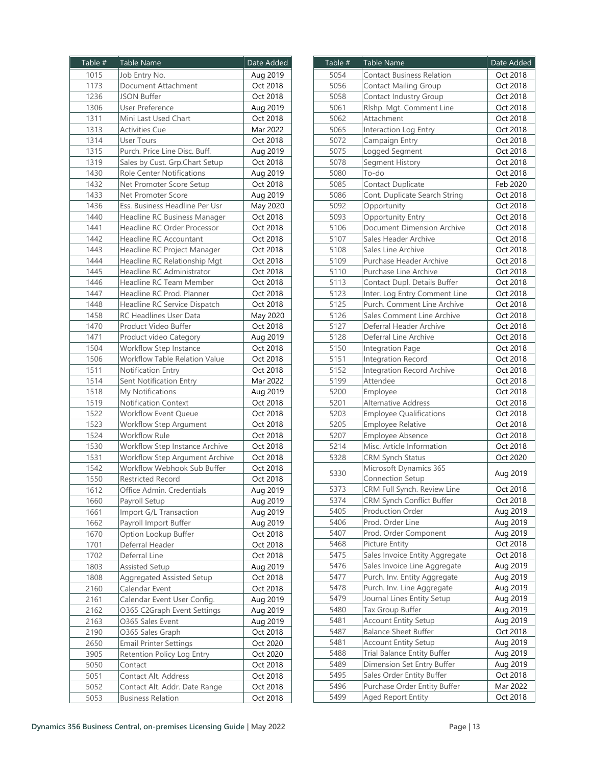| Table # | Table Name | Date Added |
|---|---|---|
| 1015 | Job Entry No. | Aug 2019 |
| 1173 | Document Attachment | Oct 2018 |
| 1236 | JSON Buffer | Oct 2018 |
| 1306 | User Preference | Aug 2019 |
| 1311 | Mini Last Used Chart | Oct 2018 |
| 1313 | Activities Cue | Mar 2022 |
| 1314 | User Tours | Oct 2018 |
| 1315 | Purch. Price Line Disc. Buff. | Aug 2019 |
| 1319 | Sales by Cust. Grp.Chart Setup | Oct 2018 |
| 1430 | Role Center Notifications | Aug 2019 |
| 1432 | Net Promoter Score Setup | Oct 2018 |
| 1433 | Net Promoter Score | Aug 2019 |
| 1436 | Ess. Business Headline Per Usr | May 2020 |
| 1440 | Headline RC Business Manager | Oct 2018 |
| 1441 | Headline RC Order Processor | Oct 2018 |
| 1442 | Headline RC Accountant | Oct 2018 |
| 1443 | Headline RC Project Manager | Oct 2018 |
| 1444 | Headline RC Relationship Mgt | Oct 2018 |
| 1445 | Headline RC Administrator | Oct 2018 |
| 1446 | Headline RC Team Member | Oct 2018 |
| 1447 | Headline RC Prod. Planner | Oct 2018 |
| 1448 | Headline RC Service Dispatch | Oct 2018 |
| 1458 | RC Headlines User Data | May 2020 |
| 1470 | Product Video Buffer | Oct 2018 |
| 1471 | Product video Category | Aug 2019 |
| 1504 | Workflow Step Instance | Oct 2018 |
| 1506 | Workflow Table Relation Value | Oct 2018 |
| 1511 | Notification Entry | Oct 2018 |
| 1514 | Sent Notification Entry | Mar 2022 |
| 1518 | My Notifications | Aug 2019 |
| 1519 | Notification Context | Oct 2018 |
| 1522 | Workflow Event Queue | Oct 2018 |
| 1523 | Workflow Step Argument | Oct 2018 |
| 1524 | Workflow Rule | Oct 2018 |
| 1530 | Workflow Step Instance Archive | Oct 2018 |
| 1531 | Workflow Step Argument Archive | Oct 2018 |
| 1542 | Workflow Webhook Sub Buffer | Oct 2018 |
| 1550 | Restricted Record | Oct 2018 |
| 1612 | Office Admin. Credentials | Aug 2019 |
| 1660 | Payroll Setup | Aug 2019 |
| 1661 | Import G/L Transaction | Aug 2019 |
| 1662 | Payroll Import Buffer | Aug 2019 |
| 1670 | Option Lookup Buffer | Oct 2018 |
| 1701 | Deferral Header | Oct 2018 |
| 1702 | Deferral Line | Oct 2018 |
| 1803 | Assisted Setup | Aug 2019 |
| 1808 | Aggregated Assisted Setup | Oct 2018 |
| 2160 | Calendar Event | Oct 2018 |
| 2161 | Calendar Event User Config. | Aug 2019 |
| 2162 | O365 C2Graph Event Settings | Aug 2019 |
| 2163 | O365 Sales Event | Aug 2019 |
| 2190 | O365 Sales Graph | Oct 2018 |
| 2650 | Email Printer Settings | Oct 2020 |
| 3905 | Retention Policy Log Entry | Oct 2020 |
| 5050 | Contact | Oct 2018 |
| 5051 | Contact Alt. Address | Oct 2018 |
| 5052 | Contact Alt. Addr. Date Range | Oct 2018 |
| 5053 | Business Relation | Oct 2018 |
| 5054 | Contact Business Relation | Oct 2018 |
| 5056 | Contact Mailing Group | Oct 2018 |
| 5058 | Contact Industry Group | Oct 2018 |
| 5061 | Rlshp. Mgt. Comment Line | Oct 2018 |
| 5062 | Attachment | Oct 2018 |
| 5065 | Interaction Log Entry | Oct 2018 |
| 5072 | Campaign Entry | Oct 2018 |
| 5075 | Logged Segment | Oct 2018 |
| 5078 | Segment History | Oct 2018 |
| 5080 | To-do | Oct 2018 |
| 5085 | Contact Duplicate | Feb 2020 |
| 5086 | Cont. Duplicate Search String | Oct 2018 |
| 5092 | Opportunity | Oct 2018 |
| 5093 | Opportunity Entry | Oct 2018 |
| 5106 | Document Dimension Archive | Oct 2018 |
| 5107 | Sales Header Archive | Oct 2018 |
| 5108 | Sales Line Archive | Oct 2018 |
| 5109 | Purchase Header Archive | Oct 2018 |
| 5110 | Purchase Line Archive | Oct 2018 |
| 5113 | Contact Dupl. Details Buffer | Oct 2018 |
| 5123 | Inter. Log Entry Comment Line | Oct 2018 |
| 5125 | Purch. Comment Line Archive | Oct 2018 |
| 5126 | Sales Comment Line Archive | Oct 2018 |
| 5127 | Deferral Header Archive | Oct 2018 |
| 5128 | Deferral Line Archive | Oct 2018 |
| 5150 | Integration Page | Oct 2018 |
| 5151 | Integration Record | Oct 2018 |
| 5152 | Integration Record Archive | Oct 2018 |
| 5199 | Attendee | Oct 2018 |
| 5200 | Employee | Oct 2018 |
| 5201 | Alternative Address | Oct 2018 |
| 5203 | Employee Qualifications | Oct 2018 |
| 5205 | Employee Relative | Oct 2018 |
| 5207 | Employee Absence | Oct 2018 |
| 5214 | Misc. Article Information | Oct 2018 |
| 5328 | CRM Synch Status | Oct 2020 |
| 5330 | Microsoft Dynamics 365 Connection Setup | Aug 2019 |
| 5373 | CRM Full Synch. Review Line | Oct 2018 |
| 5374 | CRM Synch Conflict Buffer | Oct 2018 |
| 5405 | Production Order | Aug 2019 |
| 5406 | Prod. Order Line | Aug 2019 |
| 5407 | Prod. Order Component | Aug 2019 |
| 5468 | Picture Entity | Oct 2018 |
| 5475 | Sales Invoice Entity Aggregate | Oct 2018 |
| 5476 | Sales Invoice Line Aggregate | Aug 2019 |
| 5477 | Purch. Inv. Entity Aggregate | Aug 2019 |
| 5478 | Purch. Inv. Line Aggregate | Aug 2019 |
| 5479 | Journal Lines Entity Setup | Aug 2019 |
| 5480 | Tax Group Buffer | Aug 2019 |
| 5481 | Account Entity Setup | Aug 2019 |
| 5487 | Balance Sheet Buffer | Oct 2018 |
| 5481 | Account Entity Setup | Aug 2019 |
| 5488 | Trial Balance Entity Buffer | Aug 2019 |
| 5489 | Dimension Set Entry Buffer | Aug 2019 |
| 5495 | Sales Order Entity Buffer | Oct 2018 |
| 5496 | Purchase Order Entity Buffer | Mar 2022 |
| 5499 | Aged Report Entity | Oct 2018 |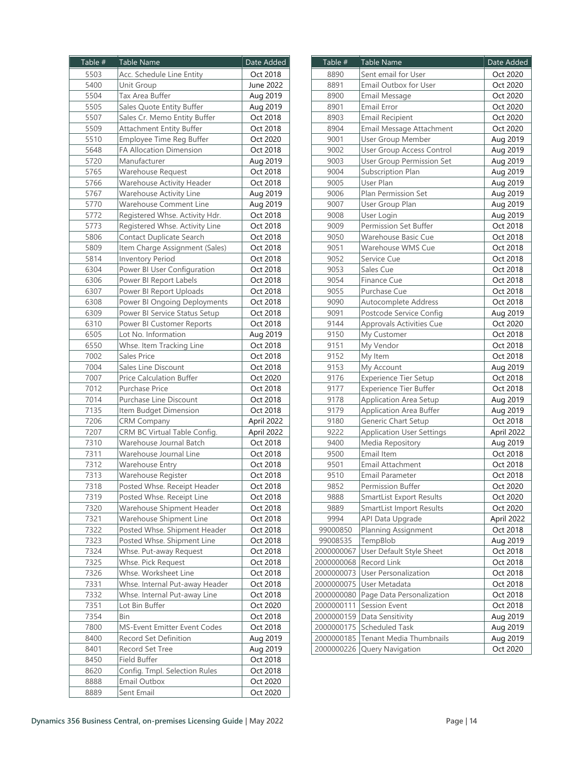| Table # | Table Name | Date Added |
|---|---|---|
| 5503 | Acc. Schedule Line Entity | Oct 2018 |
| 5400 | Unit Group | June 2022 |
| 5504 | Tax Area Buffer | Aug 2019 |
| 5505 | Sales Quote Entity Buffer | Aug 2019 |
| 5507 | Sales Cr. Memo Entity Buffer | Oct 2018 |
| 5509 | Attachment Entity Buffer | Oct 2018 |
| 5510 | Employee Time Reg Buffer | Oct 2020 |
| 5648 | FA Allocation Dimension | Oct 2018 |
| 5720 | Manufacturer | Aug 2019 |
| 5765 | Warehouse Request | Oct 2018 |
| 5766 | Warehouse Activity Header | Oct 2018 |
| 5767 | Warehouse Activity Line | Aug 2019 |
| 5770 | Warehouse Comment Line | Aug 2019 |
| 5772 | Registered Whse. Activity Hdr. | Oct 2018 |
| 5773 | Registered Whse. Activity Line | Oct 2018 |
| 5806 | Contact Duplicate Search | Oct 2018 |
| 5809 | Item Charge Assignment (Sales) | Oct 2018 |
| 5814 | Inventory Period | Oct 2018 |
| 6304 | Power BI User Configuration | Oct 2018 |
| 6306 | Power BI Report Labels | Oct 2018 |
| 6307 | Power BI Report Uploads | Oct 2018 |
| 6308 | Power BI Ongoing Deployments | Oct 2018 |
| 6309 | Power BI Service Status Setup | Oct 2018 |
| 6310 | Power BI Customer Reports | Oct 2018 |
| 6505 | Lot No. Information | Aug 2019 |
| 6550 | Whse. Item Tracking Line | Oct 2018 |
| 7002 | Sales Price | Oct 2018 |
| 7004 | Sales Line Discount | Oct 2018 |
| 7007 | Price Calculation Buffer | Oct 2020 |
| 7012 | Purchase Price | Oct 2018 |
| 7014 | Purchase Line Discount | Oct 2018 |
| 7135 | Item Budget Dimension | Oct 2018 |
| 7206 | CRM Company | April 2022 |
| 7207 | CRM BC Virtual Table Config. | April 2022 |
| 7310 | Warehouse Journal Batch | Oct 2018 |
| 7311 | Warehouse Journal Line | Oct 2018 |
| 7312 | Warehouse Entry | Oct 2018 |
| 7313 | Warehouse Register | Oct 2018 |
| 7318 | Posted Whse. Receipt Header | Oct 2018 |
| 7319 | Posted Whse. Receipt Line | Oct 2018 |
| 7320 | Warehouse Shipment Header | Oct 2018 |
| 7321 | Warehouse Shipment Line | Oct 2018 |
| 7322 | Posted Whse. Shipment Header | Oct 2018 |
| 7323 | Posted Whse. Shipment Line | Oct 2018 |
| 7324 | Whse. Put-away Request | Oct 2018 |
| 7325 | Whse. Pick Request | Oct 2018 |
| 7326 | Whse. Worksheet Line | Oct 2018 |
| 7331 | Whse. Internal Put-away Header | Oct 2018 |
| 7332 | Whse. Internal Put-away Line | Oct 2018 |
| 7351 | Lot Bin Buffer | Oct 2020 |
| 7354 | Bin | Oct 2018 |
| 7800 | MS-Event Emitter Event Codes | Oct 2018 |
| 8400 | Record Set Definition | Aug 2019 |
| 8401 | Record Set Tree | Aug 2019 |
| 8450 | Field Buffer | Oct 2018 |
| 8620 | Config. Tmpl. Selection Rules | Oct 2018 |
| 8888 | Email Outbox | Oct 2020 |
| 8889 | Sent Email | Oct 2020 |
| 8890 | Sent email for User | Oct 2020 |
| 8891 | Email Outbox for User | Oct 2020 |
| 8900 | Email Message | Oct 2020 |
| 8901 | Email Error | Oct 2020 |
| 8903 | Email Recipient | Oct 2020 |
| 8904 | Email Message Attachment | Oct 2020 |
| 9001 | User Group Member | Aug 2019 |
| 9002 | User Group Access Control | Aug 2019 |
| 9003 | User Group Permission Set | Aug 2019 |
| 9004 | Subscription Plan | Aug 2019 |
| 9005 | User Plan | Aug 2019 |
| 9006 | Plan Permission Set | Aug 2019 |
| 9007 | User Group Plan | Aug 2019 |
| 9008 | User Login | Aug 2019 |
| 9009 | Permission Set Buffer | Oct 2018 |
| 9050 | Warehouse Basic Cue | Oct 2018 |
| 9051 | Warehouse WMS Cue | Oct 2018 |
| 9052 | Service Cue | Oct 2018 |
| 9053 | Sales Cue | Oct 2018 |
| 9054 | Finance Cue | Oct 2018 |
| 9055 | Purchase Cue | Oct 2018 |
| 9090 | Autocomplete Address | Oct 2018 |
| 9091 | Postcode Service Config | Aug 2019 |
| 9144 | Approvals Activities Cue | Oct 2020 |
| 9150 | My Customer | Oct 2018 |
| 9151 | My Vendor | Oct 2018 |
| 9152 | My Item | Oct 2018 |
| 9153 | My Account | Aug 2019 |
| 9176 | Experience Tier Setup | Oct 2018 |
| 9177 | Experience Tier Buffer | Oct 2018 |
| 9178 | Application Area Setup | Aug 2019 |
| 9179 | Application Area Buffer | Aug 2019 |
| 9180 | Generic Chart Setup | Oct 2018 |
| 9222 | Application User Settings | April 2022 |
| 9400 | Media Repository | Aug 2019 |
| 9500 | Email Item | Oct 2018 |
| 9501 | Email Attachment | Oct 2018 |
| 9510 | Email Parameter | Oct 2018 |
| 9852 | Permission Buffer | Oct 2020 |
| 9888 | SmartList Export Results | Oct 2020 |
| 9889 | SmartList Import Results | Oct 2020 |
| 9994 | API Data Upgrade | April 2022 |
| 99000850 | Planning Assignment | Oct 2018 |
| 99008535 | TempBlob | Aug 2019 |
| 2000000067 | User Default Style Sheet | Oct 2018 |
| 2000000068 | Record Link | Oct 2018 |
| 2000000073 | User Personalization | Oct 2018 |
| 2000000075 | User Metadata | Oct 2018 |
| 2000000080 | Page Data Personalization | Oct 2018 |
| 2000000111 | Session Event | Oct 2018 |
| 2000000159 | Data Sensitivity | Aug 2019 |
| 2000000175 | Scheduled Task | Aug 2019 |
| 2000000185 | Tenant Media Thumbnails | Aug 2019 |
| 2000000226 | Query Navigation | Oct 2020 |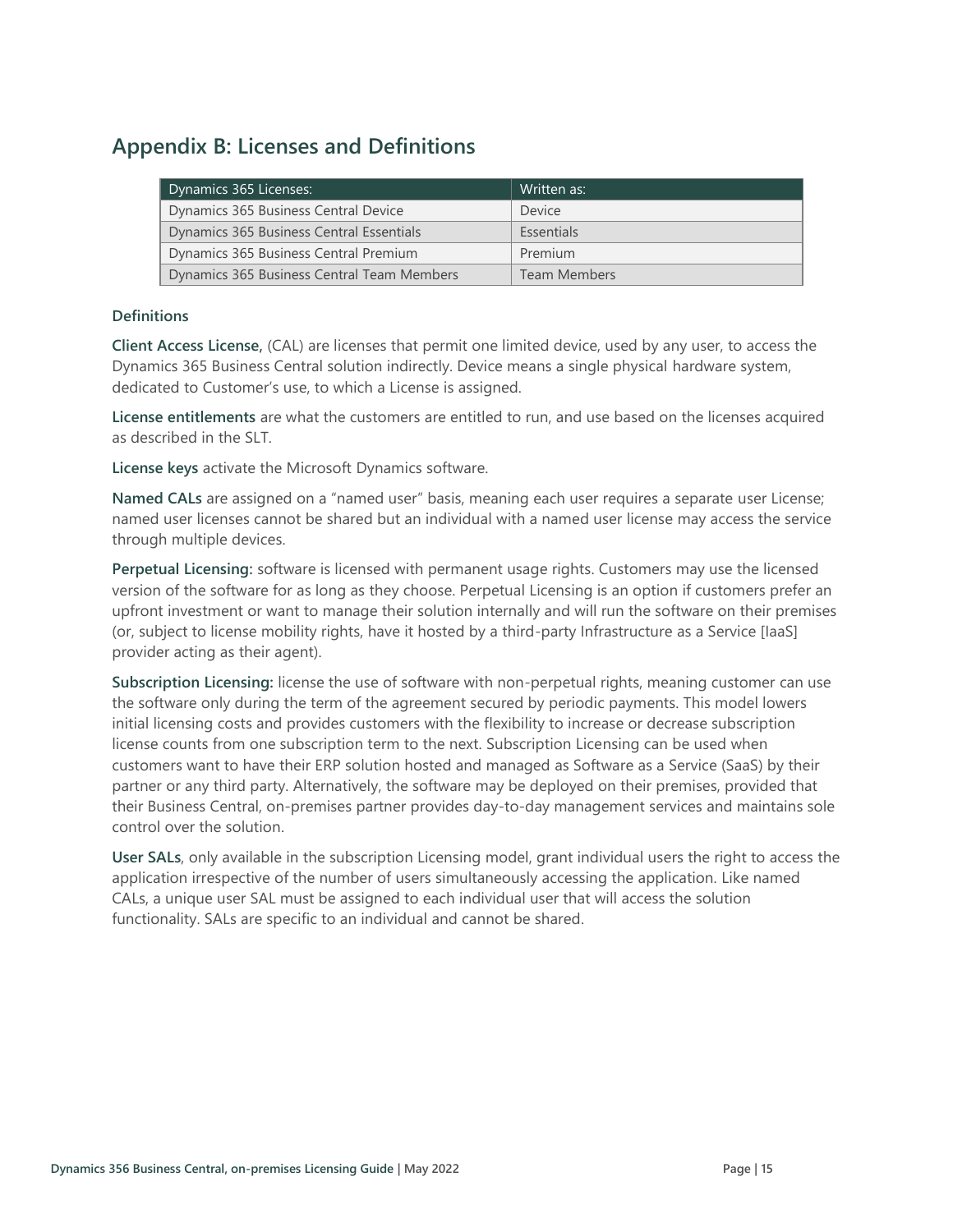## Appendix B: Licenses and Definitions

| Dynamics 365 Licenses: | Written as: |
| --- | --- |
| Dynamics 365 Business Central Device | Device |
| Dynamics 365 Business Central Essentials | Essentials |
| Dynamics 365 Business Central Premium | Premium |
| Dynamics 365 Business Central Team Members | Team Members |

### Definitions

**Client Access License,** (CAL) are licenses that permit one limited device, used by any user, to access the Dynamics 365 Business Central solution indirectly. Device means a single physical hardware system, dedicated to Customer's use, to which a License is assigned.

**License entitlements** are what the customers are entitled to run, and use based on the licenses acquired as described in the SLT.

**License keys** activate the Microsoft Dynamics software.

**Named CALs** are assigned on a "named user" basis, meaning each user requires a separate user License; named user licenses cannot be shared but an individual with a named user license may access the service through multiple devices.

**Perpetual Licensing:** software is licensed with permanent usage rights. Customers may use the licensed version of the software for as long as they choose. Perpetual Licensing is an option if customers prefer an upfront investment or want to manage their solution internally and will run the software on their premises (or, subject to license mobility rights, have it hosted by a third-party Infrastructure as a Service [IaaS] provider acting as their agent).

**Subscription Licensing:** license the use of software with non-perpetual rights, meaning customer can use the software only during the term of the agreement secured by periodic payments. This model lowers initial licensing costs and provides customers with the flexibility to increase or decrease subscription license counts from one subscription term to the next. Subscription Licensing can be used when customers want to have their ERP solution hosted and managed as Software as a Service (SaaS) by their partner or any third party. Alternatively, the software may be deployed on their premises, provided that their Business Central, on-premises partner provides day-to-day management services and maintains sole control over the solution.

**User SALs**, only available in the subscription Licensing model, grant individual users the right to access the application irrespective of the number of users simultaneously accessing the application. Like named CALs, a unique user SAL must be assigned to each individual user that will access the solution functionality. SALs are specific to an individual and cannot be shared.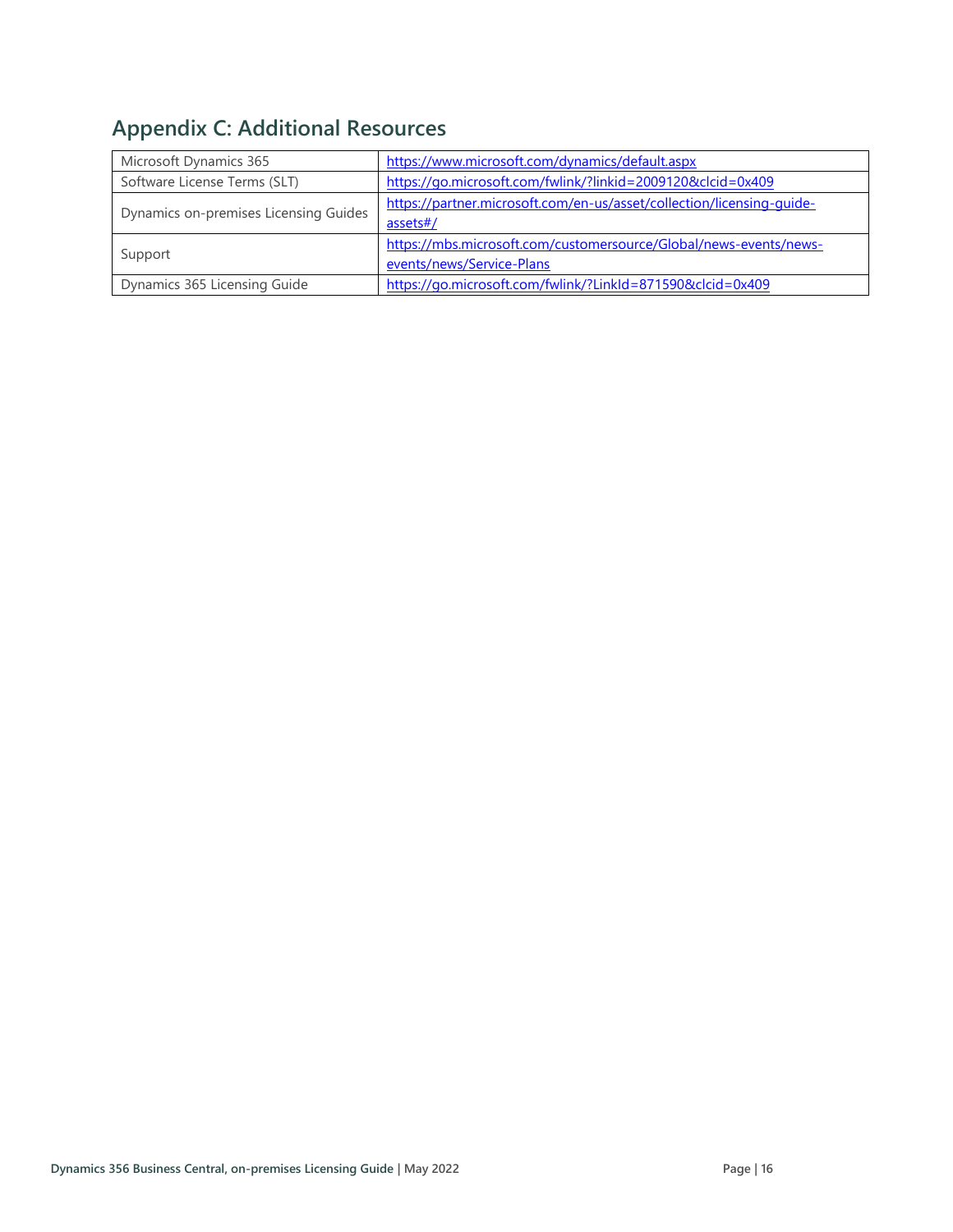## Appendix C: Additional Resources

| | |
|---|---|
| Microsoft Dynamics 365 | https://www.microsoft.com/dynamics/default.aspx |
| Software License Terms (SLT) | https://go.microsoft.com/fwlink/?linkid=2009120&clcid=0x409 |
| Dynamics on-premises Licensing Guides | https://partner.microsoft.com/en-us/asset/collection/licensing-guide-assets#/ |
| Support | https://mbs.microsoft.com/customersource/Global/news-events/news-events/news/Service-Plans |
| Dynamics 365 Licensing Guide | https://go.microsoft.com/fwlink/?LinkId=871590&clcid=0x409 |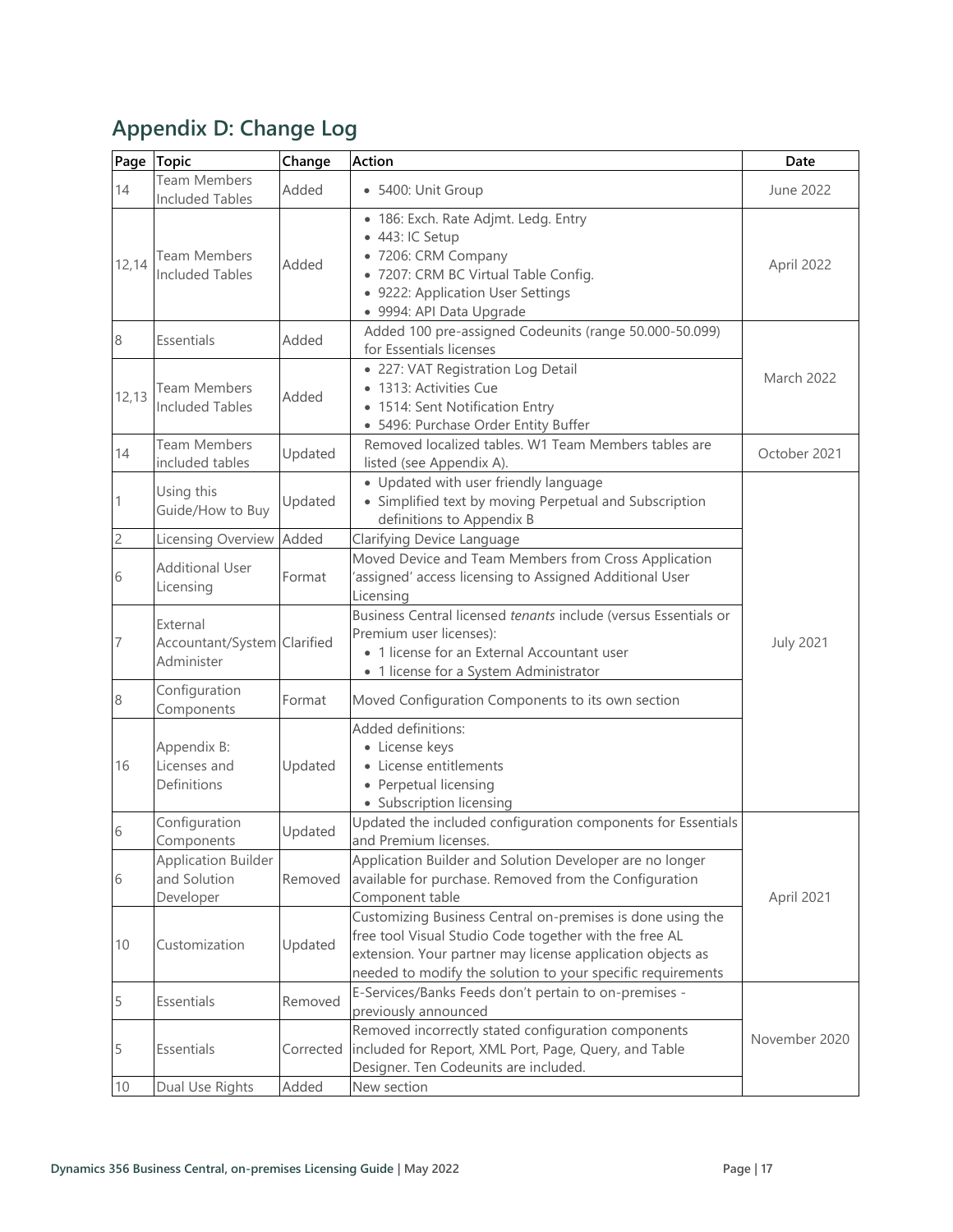## Appendix D: Change Log

| Page | Topic | Change | Action | Date |
|---|---|---|---|---|
| 14 | Team Members Included Tables | Added | • 5400: Unit Group | June 2022 |
| 12,14 | Team Members Included Tables | Added | • 186: Exch. Rate Adjmt. Ledg. Entry<br>• 443: IC Setup<br>• 7206: CRM Company<br>• 7207: CRM BC Virtual Table Config.<br>• 9222: Application User Settings<br>• 9994: API Data Upgrade | April 2022 |
| 8 | Essentials | Added | Added 100 pre-assigned Codeunits (range 50.000-50.099) for Essentials licenses | March 2022 |
| 12,13 | Team Members Included Tables | Added | • 227: VAT Registration Log Detail<br>• 1313: Activities Cue<br>• 1514: Sent Notification Entry<br>• 5496: Purchase Order Entity Buffer | March 2022 |
| 14 | Team Members included tables | Updated | Removed localized tables. W1 Team Members tables are listed (see Appendix A). | October 2021 |
| 1 | Using this Guide/How to Buy | Updated | • Updated with user friendly language<br>• Simplified text by moving Perpetual and Subscription definitions to Appendix B | July 2021 |
| 2 | Licensing Overview | Added | Clarifying Device Language | July 2021 |
| 6 | Additional User Licensing | Format | Moved Device and Team Members from Cross Application 'assigned' access licensing to Assigned Additional User Licensing | July 2021 |
| 7 | External Accountant/System Administer | Clarified | Business Central licensed *tenants* include (versus Essentials or Premium user licenses):<br>• 1 license for an External Accountant user<br>• 1 license for a System Administrator | July 2021 |
| 8 | Configuration Components | Format | Moved Configuration Components to its own section | July 2021 |
| 16 | Appendix B: Licenses and Definitions | Updated | Added definitions:<br>• License keys<br>• License entitlements<br>• Perpetual licensing<br>• Subscription licensing | July 2021 |
| 6 | Configuration Components | Updated | Updated the included configuration components for Essentials and Premium licenses. | April 2021 |
| 6 | Application Builder and Solution Developer | Removed | Application Builder and Solution Developer are no longer available for purchase. Removed from the Configuration Component table | April 2021 |
| 10 | Customization | Updated | Customizing Business Central on-premises is done using the free tool Visual Studio Code together with the free AL extension. Your partner may license application objects as needed to modify the solution to your specific requirements | April 2021 |
| 5 | Essentials | Removed | E-Services/Banks Feeds don't pertain to on-premises - previously announced | November 2020 |
| 5 | Essentials | Corrected | Removed incorrectly stated configuration components included for Report, XML Port, Page, Query, and Table Designer. Ten Codeunits are included. | November 2020 |
| 10 | Dual Use Rights | Added | New section | November 2020 |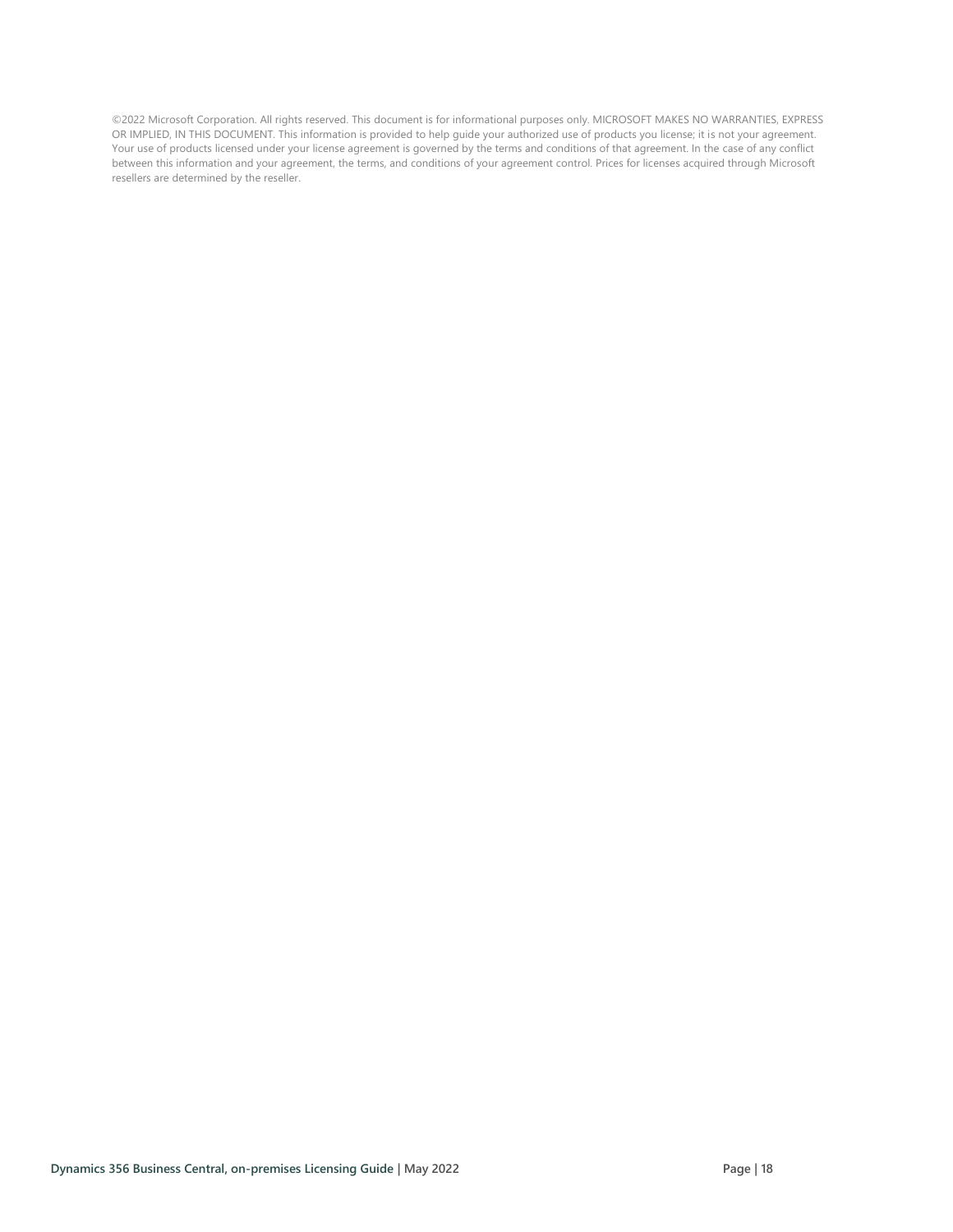©2022 Microsoft Corporation. All rights reserved. This document is for informational purposes only. MICROSOFT MAKES NO WARRANTIES, EXPRESS OR IMPLIED, IN THIS DOCUMENT. This information is provided to help guide your authorized use of products you license; it is not your agreement. Your use of products licensed under your license agreement is governed by the terms and conditions of that agreement. In the case of any conflict between this information and your agreement, the terms, and conditions of your agreement control. Prices for licenses acquired through Microsoft resellers are determined by the reseller.